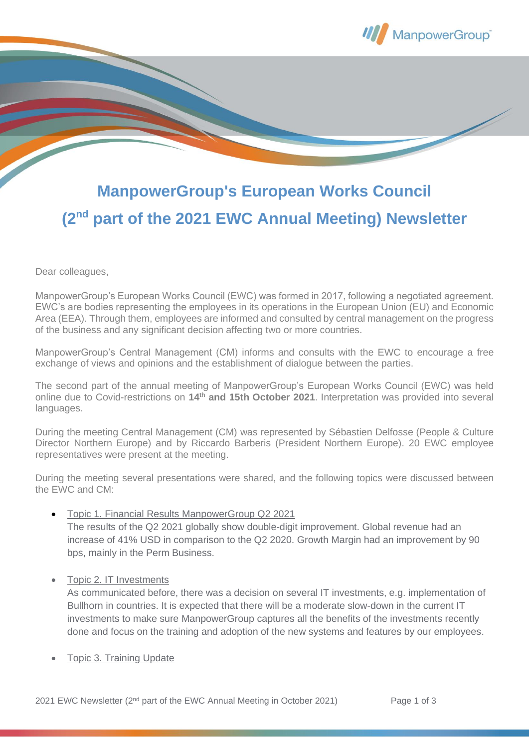# ManpowerGroup's European Works Council

# (2nd part of the 2021 EWC Annual Meeting) Newsletter

Dear colleagues,

ManpowerGroup's European Works Council (EWC) was formed in 2017, following a negotiated agreement. EWC's are bodies representing the employees in its operations in the European Union (EU) and Economic Area (EEA). Through them, employees are informed and consulted by central management on the progress of the business and any significant decision affecting two or more countries.

ManpowerGroup's Central Management (CM) informs and consults with the EWC to encourage a free exchange of views and opinions and the establishment of dialogue between the parties.

The second part of the annual meeting of ManpowerGroup's European Works Council (EWC) was held online due to Covid-restrictions on **14th and 15th October 2021**. Interpretation was provided into several languages.

During the meeting Central Management (CM) was represented by Sébastien Delfosse (People & Culture Director Northern Europe) and by Riccardo Barberis (President Northern Europe). 20 EWC employee representatives were present at the meeting.

During the meeting several presentations were shared, and the following topics were discussed between the EWC and CM:

- Topic 1. Financial Results ManpowerGroup Q2 2021
  The results of the Q2 2021 globally show double-digit improvement. Global revenue had an increase of 41% USD in comparison to the Q2 2020. Growth Margin had an improvement by 90 bps, mainly in the Perm Business.

- Topic 2. IT Investments
  As communicated before, there was a decision on several IT investments, e.g. implementation of Bullhorn in countries. It is expected that there will be a moderate slow-down in the current IT investments to make sure ManpowerGroup captures all the benefits of the investments recently done and focus on the training and adoption of the new systems and features by our employees.

- Topic 3. Training Update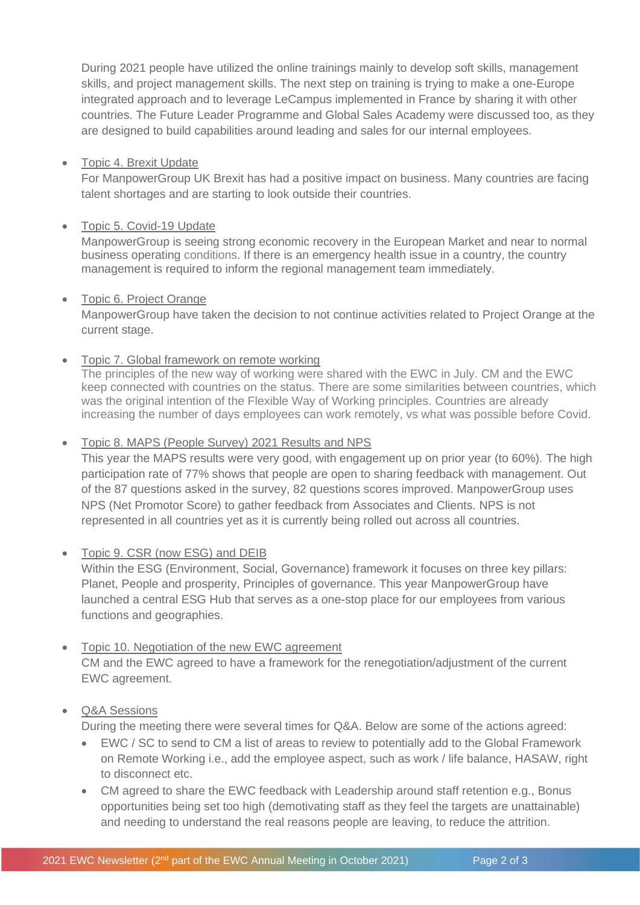During 2021 people have utilized the online trainings mainly to develop soft skills, management skills, and project management skills. The next step on training is trying to make a one-Europe integrated approach and to leverage LeCampus implemented in France by sharing it with other countries. The Future Leader Programme and Global Sales Academy were discussed too, as they are designed to build capabilities around leading and sales for our internal employees.

- Topic 4. Brexit Update
  For ManpowerGroup UK Brexit has had a positive impact on business. Many countries are facing talent shortages and are starting to look outside their countries.

- Topic 5. Covid-19 Update
  ManpowerGroup is seeing strong economic recovery in the European Market and near to normal business operating conditions. If there is an emergency health issue in a country, the country management is required to inform the regional management team immediately.

- Topic 6. Project Orange
  ManpowerGroup have taken the decision to not continue activities related to Project Orange at the current stage.

- Topic 7. Global framework on remote working
  The principles of the new way of working were shared with the EWC in July. CM and the EWC keep connected with countries on the status. There are some similarities between countries, which was the original intention of the Flexible Way of Working principles. Countries are already increasing the number of days employees can work remotely, vs what was possible before Covid.

- Topic 8. MAPS (People Survey) 2021 Results and NPS
  This year the MAPS results were very good, with engagement up on prior year (to 60%). The high participation rate of 77% shows that people are open to sharing feedback with management. Out of the 87 questions asked in the survey, 82 questions scores improved. ManpowerGroup uses NPS (Net Promotor Score) to gather feedback from Associates and Clients. NPS is not represented in all countries yet as it is currently being rolled out across all countries.

- Topic 9. CSR (now ESG) and DEIB
  Within the ESG (Environment, Social, Governance) framework it focuses on three key pillars: Planet, People and prosperity, Principles of governance. This year ManpowerGroup have launched a central ESG Hub that serves as a one-stop place for our employees from various functions and geographies.

- Topic 10. Negotiation of the new EWC agreement
  CM and the EWC agreed to have a framework for the renegotiation/adjustment of the current EWC agreement.

- Q&A Sessions
  During the meeting there were several times for Q&A. Below are some of the actions agreed:
  - EWC / SC to send to CM a list of areas to review to potentially add to the Global Framework on Remote Working i.e., add the employee aspect, such as work / life balance, HASAW, right to disconnect etc.
  - CM agreed to share the EWC feedback with Leadership around staff retention e.g., Bonus opportunities being set too high (demotivating staff as they feel the targets are unattainable) and needing to understand the real reasons people are leaving, to reduce the attrition.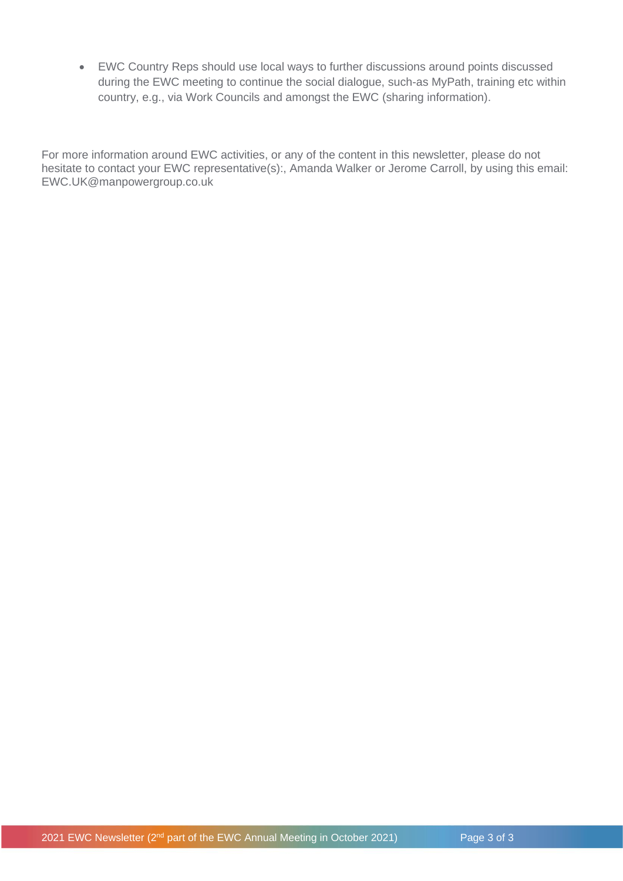- EWC Country Reps should use local ways to further discussions around points discussed during the EWC meeting to continue the social dialogue, such-as MyPath, training etc within country, e.g., via Work Councils and amongst the EWC (sharing information).

For more information around EWC activities, or any of the content in this newsletter, please do not hesitate to contact your EWC representative(s):, Amanda Walker or Jerome Carroll, by using this email: EWC.UK@manpowergroup.co.uk